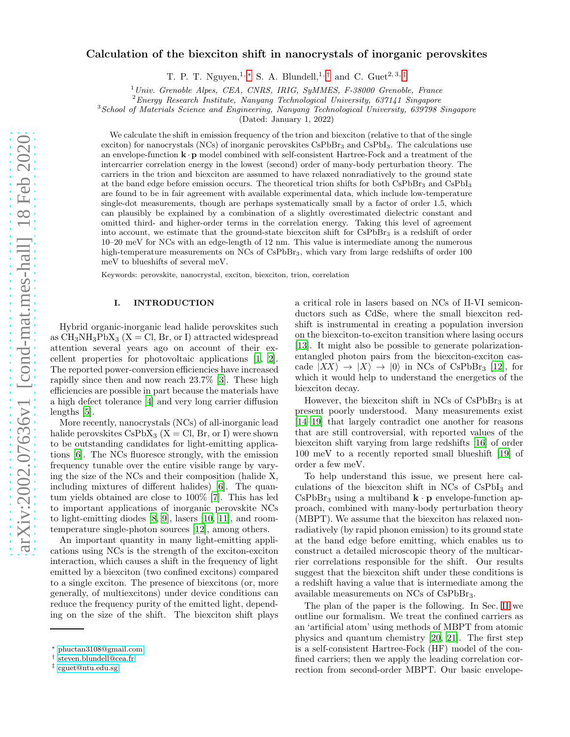# Calculation of the biexciton shift in nanocrystals of inorganic perovskites

T. P. T. Nguyen,[1,*] S. A. Blundell,[1,†] and C. Guet[2,3,‡]

[1] *Univ. Grenoble Alpes, CEA, CNRS, IRIG, SyMMES, F-38000 Grenoble, France*
[2] *Energy Research Institute, Nanyang Technological University, 637141 Singapore*
[3] *School of Materials Science and Engineering, Nanyang Technological University, 639798 Singapore*

(Dated: January 1, 2022)

We calculate the shift in emission frequency of the trion and biexciton (relative to that of the single exciton) for nanocrystals (NCs) of inorganic perovskites $CsPbBr_3$ and $CsPbI_3$. The calculations use an envelope-function $\mathbf{k}\cdot\mathbf{p}$ model combined with self-consistent Hartree-Fock and a treatment of the intercarrier correlation energy in the lowest (second) order of many-body perturbation theory. The carriers in the trion and biexciton are assumed to have relaxed nonradiatively to the ground state at the band edge before emission occurs. The theoretical trion shifts for both $CsPbBr_3$ and $CsPbI_3$ are found to be in fair agreement with available experimental data, which include low-temperature single-dot measurements, though are perhaps systematically small by a factor of order 1.5, which can plausibly be explained by a combination of a slightly overestimated dielectric constant and omitted third- and higher-order terms in the correlation energy. Taking this level of agreement into account, we estimate that the ground-state biexciton shift for $CsPbBr_3$ is a redshift of order 10–20 meV for NCs with an edge-length of 12 nm. This value is intermediate among the numerous high-temperature measurements on NCs of $CsPbBr_3$, which vary from large redshifts of order 100 meV to blueshifts of several meV.

Keywords: perovskite, nanocrystal, exciton, biexciton, trion, correlation

## I. INTRODUCTION

Hybrid organic-inorganic lead halide perovskites such as $CH_3NH_3PbX_3$ (X = Cl, Br, or I) attracted widespread attention several years ago on account of their excellent properties for photovoltaic applications [1, 2]. The reported power-conversion efficiencies have increased rapidly since then and now reach 23.7% [3]. These high efficiencies are possible in part because the materials have a high defect tolerance [4] and very long carrier diffusion lengths [5].

More recently, nanocrystals (NCs) of all-inorganic lead halide perovskites $CsPbX_3$ (X = Cl, Br, or I) were shown to be outstanding candidates for light-emitting applications [6]. The NCs fluoresce strongly, with the emission frequency tunable over the entire visible range by varying the size of the NCs and their composition (halide X, including mixtures of different halides) [6]. The quantum yields obtained are close to 100% [7]. This has led to important applications of inorganic perovskite NCs to light-emitting diodes [8, 9], lasers [10, 11], and room-temperature single-photon sources [12], among others.

An important quantity in many light-emitting applications using NCs is the strength of the exciton-exciton interaction, which causes a shift in the frequency of light emitted by a biexciton (two confined excitons) compared to a single exciton. The presence of biexcitons (or, more generally, of multiexcitons) under device conditions can reduce the frequency purity of the emitted light, depending on the size of the shift. The biexciton shift plays a critical role in lasers based on NCs of II-VI semiconductors such as CdSe, where the small biexciton redshift is instrumental in creating a population inversion on the biexciton-to-exciton transition where lasing occurs [13]. It might also be possible to generate polarization-entangled photon pairs from the biexciton-exciton cascade $|XX\rangle \rightarrow |X\rangle \rightarrow |0\rangle$ in NCs of $CsPbBr_3$ [12], for which it would help to understand the energetics of the biexciton decay.

However, the biexciton shift in NCs of $CsPbBr_3$ is at present poorly understood. Many measurements exist [14–19] that largely contradict one another for reasons that are still controversial, with reported values of the biexciton shift varying from large redshifts [16] of order 100 meV to a recently reported small blueshift [19] of order a few meV.

To help understand this issue, we present here calculations of the biexciton shift in NCs of $CsPbI_3$ and $CsPbBr_3$ using a multiband $\mathbf{k}\cdot\mathbf{p}$ envelope-function approach, combined with many-body perturbation theory (MBPT). We assume that the biexciton has relaxed nonradiatively (by rapid phonon emission) to its ground state at the band edge before emitting, which enables us to construct a detailed microscopic theory of the multicarrier correlations responsible for the shift. Our results suggest that the biexciton shift under these conditions is a redshift having a value that is intermediate among the available measurements on NCs of $CsPbBr_3$.

The plan of the paper is the following. In Sec. II we outline our formalism. We treat the confined carriers as an 'artificial atom' using methods of MBPT from atomic physics and quantum chemistry [20, 21]. The first step is a self-consistent Hartree-Fock (HF) model of the confined carriers; then we apply the leading correlation correction from second-order MBPT. Our basic envelope-

---

* phuctan3108@gmail.com
† steven.blundell@cea.fr
‡ cguet@ntu.edu.sg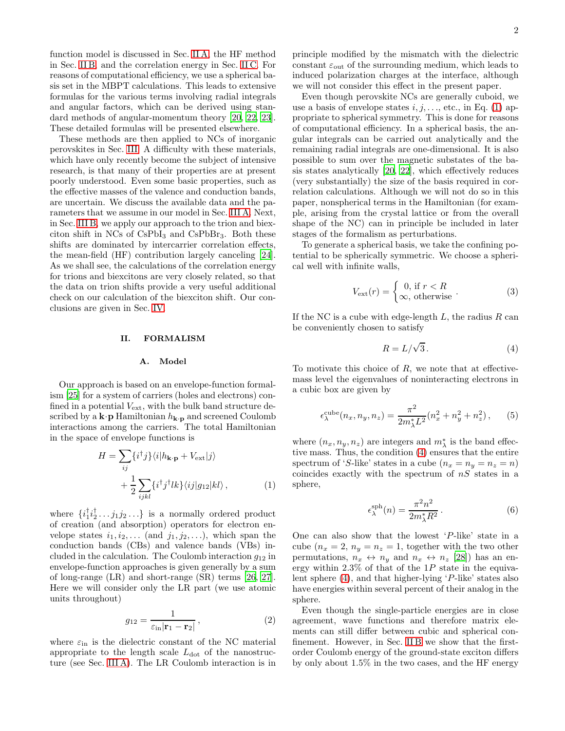function model is discussed in Sec. II A, the HF method in Sec. II B, and the correlation energy in Sec. II C. For reasons of computational efficiency, we use a spherical basis set in the MBPT calculations. This leads to extensive formulas for the various terms involving radial integrals and angular factors, which can be derived using standard methods of angular-momentum theory [20, 22, 23]. These detailed formulas will be presented elsewhere.

These methods are then applied to NCs of inorganic perovskites in Sec. III. A difficulty with these materials, which have only recently become the subject of intensive research, is that many of their properties are at present poorly understood. Even some basic properties, such as the effective masses of the valence and conduction bands, are uncertain. We discuss the available data and the parameters that we assume in our model in Sec. III A. Next, in Sec. III B, we apply our approach to the trion and biexciton shift in NCs of $CsPbI_3$ and $CsPbBr_3$. Both these shifts are dominated by intercarrier correlation effects, the mean-field (HF) contribution largely canceling [24]. As we shall see, the calculations of the correlation energy for trions and biexcitons are very closely related, so that the data on trion shifts provide a very useful additional check on our calculation of the biexciton shift. Our conclusions are given in Sec. IV.

## II. FORMALISM

### A. Model

Our approach is based on an envelope-function formalism [25] for a system of carriers (holes and electrons) confined in a potential $V_{\rm ext}$, with the bulk band structure described by a $\mathbf{k}\cdot\mathbf{p}$ Hamiltonian $h_{\mathbf{k}\cdot\mathbf{p}}$ and screened Coulomb interactions among the carriers. The total Hamiltonian in the space of envelope functions is

$$H = \sum_{ij} \{i^\dagger j\} \langle i | h_{\mathbf{k}\cdot\mathbf{p}} + V_{\rm ext} | j \rangle + \frac{1}{2} \sum_{ijkl} \{i^\dagger j^\dagger l k\} \langle ij | g_{12} | kl \rangle , \tag{1}$$

where $\{i_1^\dagger i_2^\dagger \ldots j_1 j_2 \ldots\}$ is a normally ordered product of creation (and absorption) operators for electron envelope states $i_1, i_2, \ldots$ (and $j_1, j_2, \ldots$), which span the conduction bands (CBs) and valence bands (VBs) included in the calculation. The Coulomb interaction $g_{12}$ in envelope-function approaches is given generally by a sum of long-range (LR) and short-range (SR) terms [26, 27]. Here we will consider only the LR part (we use atomic units throughout)

$$g_{12} = \frac{1}{\varepsilon_{\rm in} |\mathbf{r}_1 - \mathbf{r}_2|} , \tag{2}$$

where $\varepsilon_{\rm in}$ is the dielectric constant of the NC material appropriate to the length scale $L_{\rm dot}$ of the nanostructure (see Sec. III A). The LR Coulomb interaction is in principle modified by the mismatch with the dielectric constant $\varepsilon_{\rm out}$ of the surrounding medium, which leads to induced polarization charges at the interface, although we will not consider this effect in the present paper.

Even though perovskite NCs are generally cuboid, we use a basis of envelope states $i, j, \ldots$, etc., in Eq. (1) appropriate to spherical symmetry. This is done for reasons of computational efficiency. In a spherical basis, the angular integrals can be carried out analytically and the remaining radial integrals are one-dimensional. It is also possible to sum over the magnetic substates of the basis states analytically [20, 22], which effectively reduces (very substantially) the size of the basis required in correlation calculations. Although we will not do so in this paper, nonspherical terms in the Hamiltonian (for example, arising from the crystal lattice or from the overall shape of the NC) can in principle be included in later stages of the formalism as perturbations.

To generate a spherical basis, we take the confining potential to be spherically symmetric. We choose a spherical well with infinite walls,

$$V_{\rm ext}(r) = \begin{cases} 0, \text{ if } r < R \\ \infty, \text{ otherwise} \end{cases} . \tag{3}$$

If the NC is a cube with edge-length $L$, the radius $R$ can be conveniently chosen to satisfy

$$R = L/\sqrt{3} . \tag{4}$$

To motivate this choice of $R$, we note that at effective-mass level the eigenvalues of noninteracting electrons in a cubic box are given by

$$\epsilon_\lambda^{\rm cube}(n_x, n_y, n_z) = \frac{\pi^2}{2 m_\lambda^* L^2} (n_x^2 + n_y^2 + n_z^2) , \tag{5}$$

where $(n_x, n_y, n_z)$ are integers and $m_\lambda^*$ is the band effective mass. Thus, the condition (4) ensures that the entire spectrum of 'S-like' states in a cube ($n_x = n_y = n_z = n$) coincides exactly with the spectrum of $nS$ states in a sphere,

$$\epsilon_\lambda^{\rm sph}(n) = \frac{\pi^2 n^2}{2 m_\lambda^* R^2} . \tag{6}$$

One can also show that the lowest 'P-like' state in a cube ($n_x = 2$, $n_y = n_z = 1$, together with the two other permutations, $n_x \leftrightarrow n_y$ and $n_x \leftrightarrow n_z$ [28]) has an energy within 2.3% of that of the $1P$ state in the equivalent sphere (4), and that higher-lying 'P-like' states also have energies within several percent of their analog in the sphere.

Even though the single-particle energies are in close agreement, wave functions and therefore matrix elements can still differ between cubic and spherical confinement. However, in Sec. II B we show that the first-order Coulomb energy of the ground-state exciton differs by only about 1.5% in the two cases, and the HF energy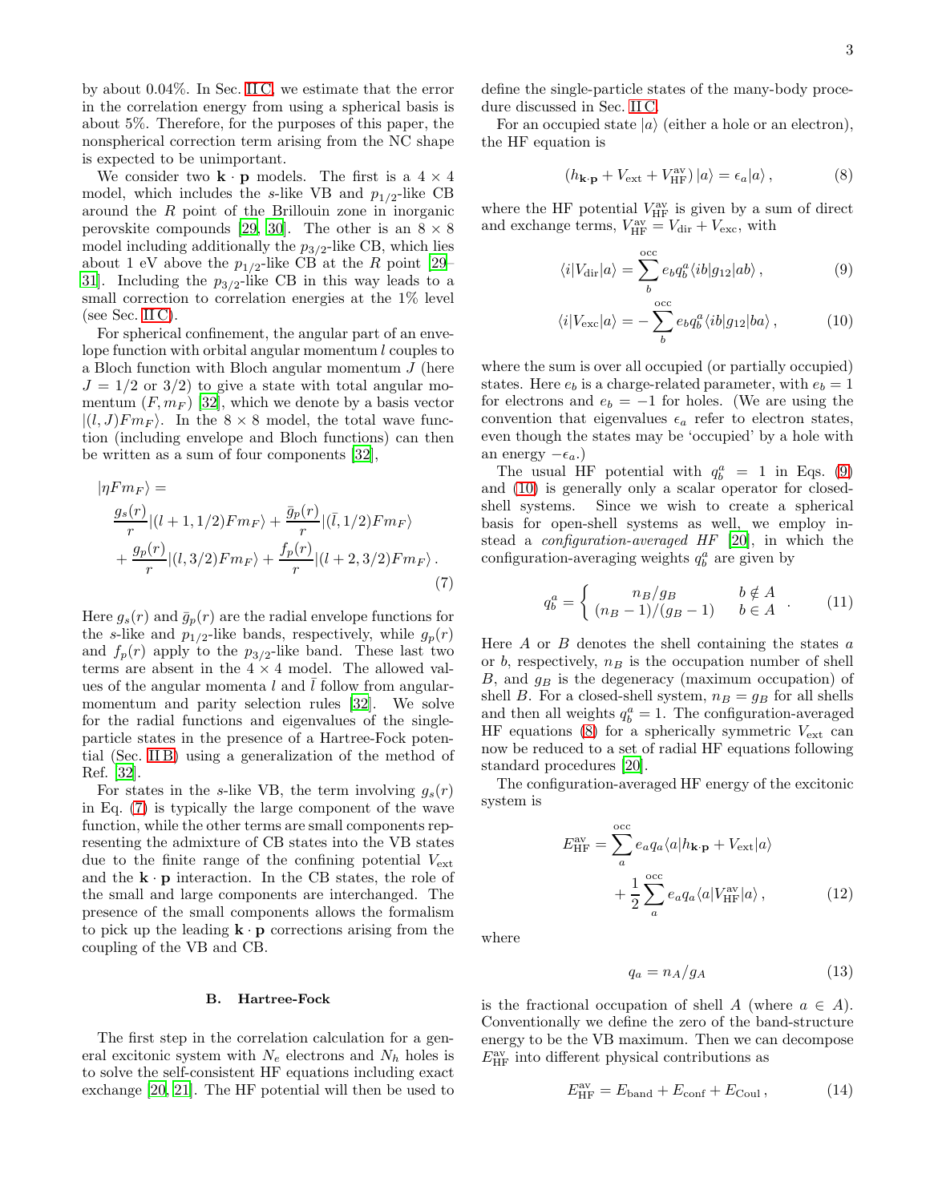by about 0.04%. In Sec. II C, we estimate that the error in the correlation energy from using a spherical basis is about 5%. Therefore, for the purposes of this paper, the nonspherical correction term arising from the NC shape is expected to be unimportant.

We consider two $\mathbf{k}\cdot\mathbf{p}$ models. The first is a $4\times 4$ model, which includes the $s$-like VB and $p_{1/2}$-like CB around the $R$ point of the Brillouin zone in inorganic perovskite compounds [29, 30]. The other is an $8\times 8$ model including additionally the $p_{3/2}$-like CB, which lies about 1 eV above the $p_{1/2}$-like CB at the $R$ point [29–31]. Including the $p_{3/2}$-like CB in this way leads to a small correction to correlation energies at the 1% level (see Sec. II C).

For spherical confinement, the angular part of an envelope function with orbital angular momentum $l$ couples to a Bloch function with Bloch angular momentum $J$ (here $J = 1/2$ or $3/2$) to give a state with total angular momentum $(F, m_F)$ [32], which we denote by a basis vector $|(l, J)Fm_F\rangle$. In the $8\times 8$ model, the total wave function (including envelope and Bloch functions) can then be written as a sum of four components [32],

$$
\begin{aligned}
|\eta F m_F\rangle = \;& \frac{g_s(r)}{r}|(l+1,1/2)Fm_F\rangle + \frac{\bar{g}_p(r)}{r}|(\bar{l},1/2)Fm_F\rangle \\
&+ \frac{g_p(r)}{r}|(l,3/2)Fm_F\rangle + \frac{f_p(r)}{r}|(l+2,3/2)Fm_F\rangle\,.
\end{aligned}
\tag{7}
$$

Here $g_s(r)$ and $\bar{g}_p(r)$ are the radial envelope functions for the $s$-like and $p_{1/2}$-like bands, respectively, while $g_p(r)$ and $f_p(r)$ apply to the $p_{3/2}$-like band. These last two terms are absent in the $4\times 4$ model. The allowed values of the angular momenta $l$ and $\bar{l}$ follow from angular-momentum and parity selection rules [32]. We solve for the radial functions and eigenvalues of the single-particle states in the presence of a Hartree-Fock potential (Sec. II B) using a generalization of the method of Ref. [32].

For states in the $s$-like VB, the term involving $g_s(r)$ in Eq. (7) is typically the large component of the wave function, while the other terms are small components representing the admixture of CB states into the VB states due to the finite range of the confining potential $V_{\rm ext}$ and the $\mathbf{k}\cdot\mathbf{p}$ interaction. In the CB states, the role of the small and large components are interchanged. The presence of the small components allows the formalism to pick up the leading $\mathbf{k}\cdot\mathbf{p}$ corrections arising from the coupling of the VB and CB.

### B. Hartree-Fock

The first step in the correlation calculation for a general excitonic system with $N_e$ electrons and $N_h$ holes is to solve the self-consistent HF equations including exact exchange [20, 21]. The HF potential will then be used to define the single-particle states of the many-body procedure discussed in Sec. II C.

For an occupied state $|a\rangle$ (either a hole or an electron), the HF equation is

$$
(h_{\mathbf{k}\cdot\mathbf{p}} + V_{\rm ext} + V_{\rm HF}^{\rm av})\,|a\rangle = \epsilon_a |a\rangle\,, \tag{8}
$$

where the HF potential $V_{\rm HF}^{\rm av}$ is given by a sum of direct and exchange terms, $V_{\rm HF}^{\rm av} = V_{\rm dir} + V_{\rm exc}$, with

$$
\langle i|V_{\rm dir}|a\rangle = \sum_b^{\rm occ} e_b q_b^a \langle ib|g_{12}|ab\rangle\,, \tag{9}
$$

$$
\langle i|V_{\rm exc}|a\rangle = -\sum_b^{\rm occ} e_b q_b^a \langle ib|g_{12}|ba\rangle\,, \tag{10}
$$

where the sum is over all occupied (or partially occupied) states. Here $e_b$ is a charge-related parameter, with $e_b = 1$ for electrons and $e_b = -1$ for holes. (We are using the convention that eigenvalues $\epsilon_a$ refer to electron states, even though the states may be 'occupied' by a hole with an energy $-\epsilon_a$.)

The usual HF potential with $q_b^a = 1$ in Eqs. (9) and (10) is generally only a scalar operator for closed-shell systems. Since we wish to create a spherical basis for open-shell systems as well, we employ instead a *configuration-averaged HF* [20], in which the configuration-averaging weights $q_b^a$ are given by

$$
q_b^a = \begin{cases} n_B/g_B & b \notin A \\ (n_B-1)/(g_B-1) & b \in A \end{cases}\,. \tag{11}
$$

Here $A$ or $B$ denotes the shell containing the states $a$ or $b$, respectively, $n_B$ is the occupation number of shell $B$, and $g_B$ is the degeneracy (maximum occupation) of shell $B$. For a closed-shell system, $n_B = g_B$ for all shells and then all weights $q_b^a = 1$. The configuration-averaged HF equations (8) for a spherically symmetric $V_{\rm ext}$ can now be reduced to a set of radial HF equations following standard procedures [20].

The configuration-averaged HF energy of the excitonic system is

$$
\begin{aligned}
E_{\rm HF}^{\rm av} = & \sum_a^{\rm occ} e_a q_a \langle a|h_{\mathbf{k}\cdot\mathbf{p}} + V_{\rm ext}|a\rangle \\
& + \frac{1}{2}\sum_a^{\rm occ} e_a q_a \langle a|V_{\rm HF}^{\rm av}|a\rangle\,,
\end{aligned}
\tag{12}
$$

where

$$
q_a = n_A/g_A \tag{13}
$$

is the fractional occupation of shell $A$ (where $a \in A$). Conventionally we define the zero of the band-structure energy to be the VB maximum. Then we can decompose $E_{\rm HF}^{\rm av}$ into different physical contributions as

$$
E_{\rm HF}^{\rm av} = E_{\rm band} + E_{\rm conf} + E_{\rm Coul}\,, \tag{14}
$$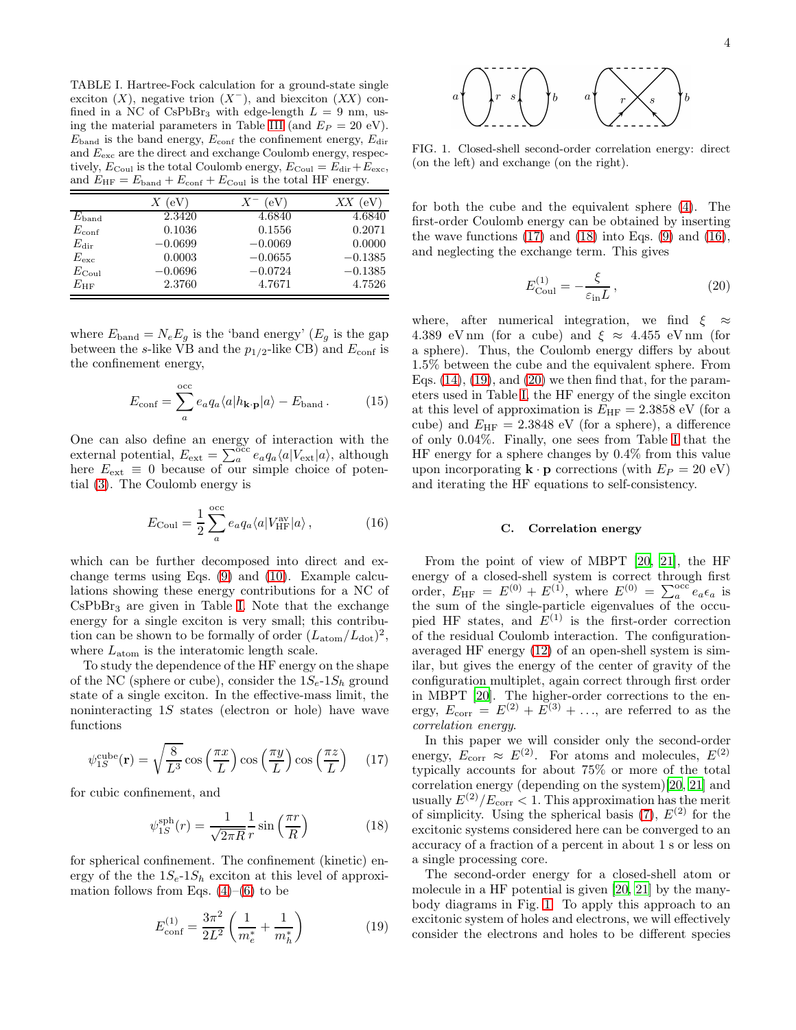TABLE I. Hartree-Fock calculation for a ground-state single exciton ($X$), negative trion ($X^-$), and biexciton ($XX$) confined in a NC of $CsPbBr_3$ with edge-length $L = 9$ nm, using the material parameters in Table III (and $E_P = 20$ eV). $E_{\rm band}$ is the band energy, $E_{\rm conf}$ the confinement energy, $E_{\rm dir}$ and $E_{\rm exc}$ are the direct and exchange Coulomb energy, respectively, $E_{\rm Coul}$ is the total Coulomb energy, $E_{\rm Coul} = E_{\rm dir} + E_{\rm exc}$, and $E_{\rm HF} = E_{\rm band} + E_{\rm conf} + E_{\rm Coul}$ is the total HF energy.

| | $X$ (eV) | $X^-$ (eV) | $XX$ (eV) |
|---|---|---|---|
| $E_{\rm band}$ | 2.3420 | 4.6840 | 4.6840 |
| $E_{\rm conf}$ | 0.1036 | 0.1556 | 0.2071 |
| $E_{\rm dir}$ | −0.0699 | −0.0069 | 0.0000 |
| $E_{\rm exc}$ | 0.0003 | −0.0655 | −0.1385 |
| $E_{\rm Coul}$ | −0.0696 | −0.0724 | −0.1385 |
| $E_{\rm HF}$ | 2.3760 | 4.7671 | 4.7526 |

where $E_{\rm band} = N_e E_g$ is the 'band energy' ($E_g$ is the gap between the $s$-like VB and the $p_{1/2}$-like CB) and $E_{\rm conf}$ is the confinement energy,

$$E_{\rm conf} = \sum_a^{\rm occ} e_a q_a \langle a|h_{\mathbf{k}\cdot\mathbf{p}}|a\rangle - E_{\rm band}\,. \tag{15}$$

One can also define an energy of interaction with the external potential, $E_{\rm ext} = \sum_a^{\rm occ} e_a q_a \langle a|V_{\rm ext}|a\rangle$, although here $E_{\rm ext} \equiv 0$ because of our simple choice of potential (3). The Coulomb energy is

$$E_{\rm Coul} = \frac{1}{2}\sum_a^{\rm occ} e_a q_a \langle a|V_{\rm HF}^{\rm av}|a\rangle\,, \tag{16}$$

which can be further decomposed into direct and exchange terms using Eqs. (9) and (10). Example calculations showing these energy contributions for a NC of $CsPbBr_3$ are given in Table I. Note that the exchange energy for a single exciton is very small; this contribution can be shown to be formally of order $(L_{\rm atom}/L_{\rm dot})^2$, where $L_{\rm atom}$ is the interatomic length scale.

To study the dependence of the HF energy on the shape of the NC (sphere or cube), consider the $1S_e$-$1S_h$ ground state of a single exciton. In the effective-mass limit, the noninteracting $1S$ states (electron or hole) have wave functions

$$\psi_{1S}^{\rm cube}(\mathbf{r}) = \sqrt{\frac{8}{L^3}}\cos\left(\frac{\pi x}{L}\right)\cos\left(\frac{\pi y}{L}\right)\cos\left(\frac{\pi z}{L}\right) \tag{17}$$

for cubic confinement, and

$$\psi_{1S}^{\rm sph}(r) = \frac{1}{\sqrt{2\pi R}}\frac{1}{r}\sin\left(\frac{\pi r}{R}\right) \tag{18}$$

for spherical confinement. The confinement (kinetic) energy of the the $1S_e$-$1S_h$ exciton at this level of approximation follows from Eqs. (4)–(6) to be

$$E_{\rm conf}^{(1)} = \frac{3\pi^2}{2L^2}\left(\frac{1}{m_e^*} + \frac{1}{m_h^*}\right) \tag{19}$$

FIG. 1. Closed-shell second-order correlation energy: direct (on the left) and exchange (on the right).

for both the cube and the equivalent sphere (4). The first-order Coulomb energy can be obtained by inserting the wave functions (17) and (18) into Eqs. (9) and (16), and neglecting the exchange term. This gives

$$E_{\rm Coul}^{(1)} = -\frac{\xi}{\varepsilon_{\rm in} L}\,, \tag{20}$$

where, after numerical integration, we find $\xi \approx 4.389$ eV nm (for a cube) and $\xi \approx 4.455$ eV nm (for a sphere). Thus, the Coulomb energy differs by about 1.5% between the cube and the equivalent sphere. From Eqs. (14), (19), and (20) we then find that, for the parameters used in Table I, the HF energy of the single exciton at this level of approximation is $E_{\rm HF} = 2.3858$ eV (for a cube) and $E_{\rm HF} = 2.3848$ eV (for a sphere), a difference of only 0.04%. Finally, one sees from Table I that the HF energy for a sphere changes by 0.4% from this value upon incorporating $\mathbf{k}\cdot\mathbf{p}$ corrections (with $E_P = 20$ eV) and iterating the HF equations to self-consistency.

### C. Correlation energy

From the point of view of MBPT [20, 21], the HF energy of a closed-shell system is correct through first order, $E_{\rm HF} = E^{(0)} + E^{(1)}$, where $E^{(0)} = \sum_a^{\rm occ} e_a \epsilon_a$ is the sum of the single-particle eigenvalues of the occupied HF states, and $E^{(1)}$ is the first-order correction of the residual Coulomb interaction. The configuration-averaged HF energy (12) of an open-shell system is similar, but gives the energy of the center of gravity of the configuration multiplet, again correct through first order in MBPT [20]. The higher-order corrections to the energy, $E_{\rm corr} = E^{(2)} + E^{(3)} + \ldots$, are referred to as the *correlation energy*.

In this paper we will consider only the second-order energy, $E_{\rm corr} \approx E^{(2)}$. For atoms and molecules, $E^{(2)}$ typically accounts for about 75% or more of the total correlation energy (depending on the system)[20, 21] and usually $E^{(2)}/E_{\rm corr} < 1$. This approximation has the merit of simplicity. Using the spherical basis (7), $E^{(2)}$ for the excitonic systems considered here can be converged to an accuracy of a fraction of a percent in about 1 s or less on a single processing core.

The second-order energy for a closed-shell atom or molecule in a HF potential is given [20, 21] by the many-body diagrams in Fig. 1. To apply this approach to an excitonic system of holes and electrons, we will effectively consider the electrons and holes to be different species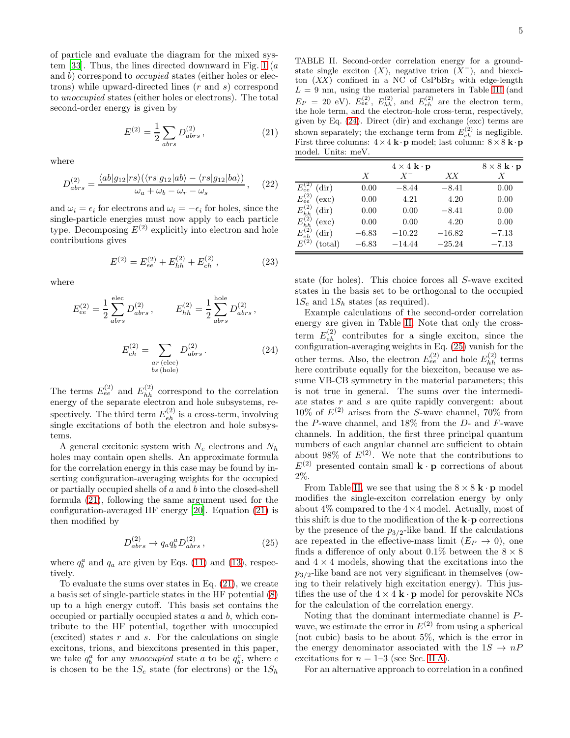of particle and evaluate the diagram for the mixed system [33]. Thus, the lines directed downward in Fig. 1 ($a$ and $b$) correspond to *occupied* states (either holes or electrons) while upward-directed lines ($r$ and $s$) correspond to *unoccupied* states (either holes or electrons). The total second-order energy is given by

$$E^{(2)} = \frac{1}{2} \sum_{abrs} D^{(2)}_{abrs}\,, \tag{21}$$

where

$$D^{(2)}_{abrs} = \frac{\langle ab|g_{12}|rs\rangle(\langle rs|g_{12}|ab\rangle - \langle rs|g_{12}|ba\rangle)}{\omega_a + \omega_b - \omega_r - \omega_s}\,, \tag{22}$$

and $\omega_i = \epsilon_i$ for electrons and $\omega_i = -\epsilon_i$ for holes, since the single-particle energies must now apply to each particle type. Decomposing $E^{(2)}$ explicitly into electron and hole contributions gives

$$E^{(2)} = E^{(2)}_{ee} + E^{(2)}_{hh} + E^{(2)}_{eh}\,, \tag{23}$$

where

$$E^{(2)}_{ee} = \frac{1}{2} \sum_{abrs}^{\text{elec}} D^{(2)}_{abrs}\,, \qquad E^{(2)}_{hh} = \frac{1}{2} \sum_{abrs}^{\text{hole}} D^{(2)}_{abrs}\,,$$

$$E^{(2)}_{eh} = \sum_{\substack{ar\,(\text{elec})\\ bs\,(\text{hole})}} D^{(2)}_{abrs}\,. \tag{24}$$

The terms $E^{(2)}_{ee}$ and $E^{(2)}_{hh}$ correspond to the correlation energy of the separate electron and hole subsystems, respectively. The third term $E^{(2)}_{eh}$ is a cross-term, involving single excitations of both the electron and hole subsystems.

A general excitonic system with $N_e$ electrons and $N_h$ holes may contain open shells. An approximate formula for the correlation energy in this case may be found by inserting configuration-averaging weights for the occupied or partially occupied shells of $a$ and $b$ into the closed-shell formula (21), following the same argument used for the configuration-averaged HF energy [20]. Equation (21) is then modified by

$$D^{(2)}_{abrs} \to q_a q^a_b D^{(2)}_{abrs}\,, \tag{25}$$

where $q^a_b$ and $q_a$ are given by Eqs. (11) and (13), respectively.

To evaluate the sums over states in Eq. (21), we create a basis set of single-particle states in the HF potential (8) up to a high energy cutoff. This basis set contains the occupied or partially occupied states $a$ and $b$, which contribute to the HF potential, together with unoccupied (excited) states $r$ and $s$. For the calculations on single excitons, trions, and biexcitons presented in this paper, we take $q^a_b$ for any *unoccupied* state $a$ to be $q^c_b$, where $c$ is chosen to be the $1S_e$ state (for electrons) or the $1S_h$ state (for holes). This choice forces all $S$-wave excited states in the basis set to be orthogonal to the occupied $1S_e$ and $1S_h$ states (as required).

TABLE II. Second-order correlation energy for a ground-state single exciton ($X$), negative trion ($X^-$), and biexciton ($XX$) confined in a NC of $CsPbBr_3$ with edge-length $L = 9$ nm, using the material parameters in Table III (and $E_P = 20$ eV). $E^{(2)}_{ee}$, $E^{(2)}_{hh}$, and $E^{(2)}_{eh}$ are the electron term, the hole term, and the electron-hole cross-term, respectively, given by Eq. (24). Direct (dir) and exchange (exc) terms are shown separately; the exchange term from $E^{(2)}_{eh}$ is negligible. First three columns: $4\times4$ $\mathbf{k}\cdot\mathbf{p}$ model; last column: $8\times8$ $\mathbf{k}\cdot\mathbf{p}$ model. Units: meV.

| | $4\times4$ $\mathbf{k}\cdot\mathbf{p}$ | | | $8\times8$ $\mathbf{k}\cdot\mathbf{p}$ |
|---|---|---|---|---|
| | $X$ | $X^-$ | $XX$ | $X$ |
| $E^{(2)}_{ee}$ (dir) | 0.00 | −8.44 | −8.41 | 0.00 |
| $E^{(2)}_{ee}$ (exc) | 0.00 | 4.21 | 4.20 | 0.00 |
| $E^{(2)}_{hh}$ (dir) | 0.00 | 0.00 | −8.41 | 0.00 |
| $E^{(2)}_{hh}$ (exc) | 0.00 | 0.00 | 4.20 | 0.00 |
| $E^{(2)}_{eh}$ (dir) | −6.83 | −10.22 | −16.82 | −7.13 |
| $E^{(2)}$ (total) | −6.83 | −14.44 | −25.24 | −7.13 |

Example calculations of the second-order correlation energy are given in Table II. Note that only the cross-term $E^{(2)}_{eh}$ contributes for a single exciton, since the configuration-averaging weights in Eq. (25) vanish for the other terms. Also, the electron $E^{(2)}_{ee}$ and hole $E^{(2)}_{hh}$ terms here contribute equally for the biexciton, because we assume VB-CB symmetry in the material parameters; this is not true in general. The sums over the intermediate states $r$ and $s$ are quite rapidly convergent: about 10% of $E^{(2)}$ arises from the $S$-wave channel, 70% from the $P$-wave channel, and 18% from the $D$- and $F$-wave channels. In addition, the first three principal quantum numbers of each angular channel are sufficient to obtain about 98% of $E^{(2)}$. We note that the contributions to $E^{(2)}$ presented contain small $\mathbf{k}\cdot\mathbf{p}$ corrections of about 2%.

From Table II, we see that using the $8\times8$ $\mathbf{k}\cdot\mathbf{p}$ model modifies the single-exciton correlation energy by only about 4% compared to the $4\times4$ model. Actually, most of this shift is due to the modification of the $\mathbf{k}\cdot\mathbf{p}$ corrections by the presence of the $p_{3/2}$-like band. If the calculations are repeated in the effective-mass limit ($E_P \to 0$), one finds a difference of only about 0.1% between the $8\times8$ and $4\times4$ models, showing that the excitations into the $p_{3/2}$-like band are not very significant in themselves (owing to their relatively high excitation energy). This justifies the use of the $4\times4$ $\mathbf{k}\cdot\mathbf{p}$ model for perovskite NCs for the calculation of the correlation energy.

Noting that the dominant intermediate channel is $P$-wave, we estimate the error in $E^{(2)}$ from using a spherical (not cubic) basis to be about 5%, which is the error in the energy denominator associated with the $1S \to nP$ excitations for $n = 1$–$3$ (see Sec. II A).

For an alternative approach to correlation in a confined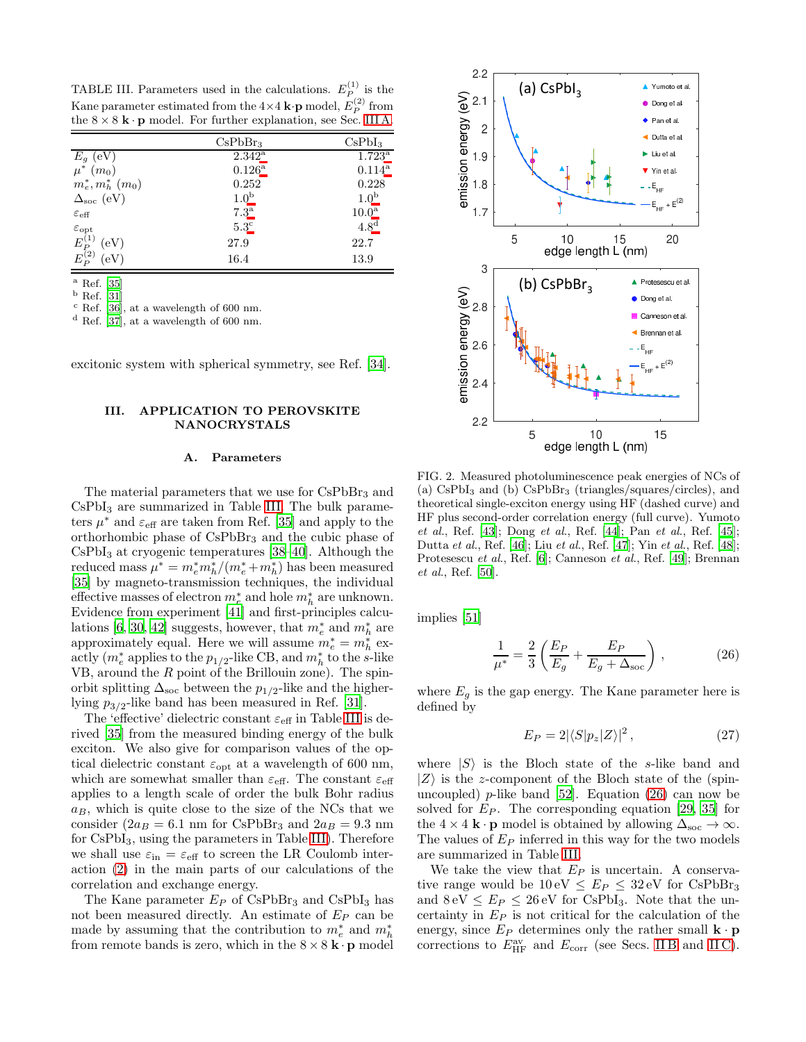TABLE III. Parameters used in the calculations. $E_P^{(1)}$ is the Kane parameter estimated from the $4\times4$ $\mathbf{k}\cdot\mathbf{p}$ model, $E_P^{(2)}$ from the $8\times8$ $\mathbf{k}\cdot\mathbf{p}$ model. For further explanation, see Sec. III A.

| | $CsPbBr_3$ | $CsPbI_3$ |
|---|---|---|
| $E_g$ (eV) | 2.342[a] | 1.723[a] |
| $\mu^*$ ($m_0$) | 0.126[a] | 0.114[a] |
| $m_e^*, m_h^*$ ($m_0$) | 0.252 | 0.228 |
| $\Delta_{\rm soc}$ (eV) | 1.0[b] | 1.0[b] |
| $\varepsilon_{\rm eff}$ | 7.3[a] | 10.0[a] |
| $\varepsilon_{\rm opt}$ | 5.3[c] | 4.8[d] |
| $E_P^{(1)}$ (eV) | 27.9 | 22.7 |
| $E_P^{(2)}$ (eV) | 16.4 | 13.9 |

[a] Ref. [35]
[b] Ref. [31]
[c] Ref. [36], at a wavelength of 600 nm.
[d] Ref. [37], at a wavelength of 600 nm.

excitonic system with spherical symmetry, see Ref. [34].

## III. APPLICATION TO PEROVSKITE NANOCRYSTALS

### A. Parameters

The material parameters that we use for $CsPbBr_3$ and $CsPbI_3$ are summarized in Table III. The bulk parameters $\mu^*$ and $\varepsilon_{\rm eff}$ are taken from Ref. [35] and apply to the orthorhombic phase of $CsPbBr_3$ and the cubic phase of $CsPbI_3$ at cryogenic temperatures [38–40]. Although the reduced mass $\mu^* = m_e^* m_h^*/(m_e^* + m_h^*)$ has been measured [35] by magneto-transmission techniques, the individual effective masses of electron $m_e^*$ and hole $m_h^*$ are unknown. Evidence from experiment [41] and first-principles calculations [6, 30, 42] suggests, however, that $m_e^*$ and $m_h^*$ are approximately equal. Here we will assume $m_e^* = m_h^*$ exactly ($m_e^*$ applies to the $p_{1/2}$-like CB, and $m_h^*$ to the $s$-like VB, around the $R$ point of the Brillouin zone). The spin-orbit splitting $\Delta_{\rm soc}$ between the $p_{1/2}$-like and the higher-lying $p_{3/2}$-like band has been measured in Ref. [31].

The 'effective' dielectric constant $\varepsilon_{\rm eff}$ in Table III is derived [35] from the measured binding energy of the bulk exciton. We also give for comparison values of the optical dielectric constant $\varepsilon_{\rm opt}$ at a wavelength of 600 nm, which are somewhat smaller than $\varepsilon_{\rm eff}$. The constant $\varepsilon_{\rm eff}$ applies to a length scale of order the bulk Bohr radius $a_B$, which is quite close to the size of the NCs that we consider ($2a_B = 6.1$ nm for $CsPbBr_3$ and $2a_B = 9.3$ nm for $CsPbI_3$, using the parameters in Table III). Therefore we shall use $\varepsilon_{\rm in} = \varepsilon_{\rm eff}$ to screen the LR Coulomb interaction (2) in the main parts of our calculations of the correlation and exchange energy.

The Kane parameter $E_P$ of $CsPbBr_3$ and $CsPbI_3$ has not been measured directly. An estimate of $E_P$ can be made by assuming that the contribution to $m_e^*$ and $m_h^*$ from remote bands is zero, which in the $8\times8$ $\mathbf{k}\cdot\mathbf{p}$ model implies [51]

$$\frac{1}{\mu^*} = \frac{2}{3}\left(\frac{E_P}{E_g} + \frac{E_P}{E_g + \Delta_{\rm soc}}\right), \tag{26}$$

where $E_g$ is the gap energy. The Kane parameter here is defined by

$$E_P = 2|\langle S|p_z|Z\rangle|^2, \tag{27}$$

where $|S\rangle$ is the Bloch state of the $s$-like band and $|Z\rangle$ is the $z$-component of the Bloch state of the (spin-uncoupled) $p$-like band [52]. Equation (26) can now be solved for $E_P$. The corresponding equation [29, 35] for the $4\times4$ $\mathbf{k}\cdot\mathbf{p}$ model is obtained by allowing $\Delta_{\rm soc}\to\infty$. The values of $E_P$ inferred in this way for the two models are summarized in Table III.

We take the view that $E_P$ is uncertain. A conservative range would be $10\,{\rm eV} \le E_P \le 32\,{\rm eV}$ for $CsPbBr_3$ and $8\,{\rm eV} \le E_P \le 26\,{\rm eV}$ for $CsPbI_3$. Note that the uncertainty in $E_P$ is not critical for the calculation of the energy, since $E_P$ determines only the rather small $\mathbf{k}\cdot\mathbf{p}$ corrections to $E_{\rm HF}^{\rm av}$ and $E_{\rm corr}$ (see Secs. II B and II C).

FIG. 2. Measured photoluminescence peak energies of NCs of (a) $CsPbI_3$ and (b) $CsPbBr_3$ (triangles/squares/circles), and theoretical single-exciton energy using HF (dashed curve) and HF plus second-order correlation energy (full curve). Yumoto *et al.*, Ref. [43]; Dong *et al.*, Ref. [44]; Pan *et al.*, Ref. [45]; Dutta *et al.*, Ref. [46]; Liu *et al.*, Ref. [47]; Yin *et al.*, Ref. [48]; Protesescu *et al.*, Ref. [6]; Canneson *et al.*, Ref. [49]; Brennan *et al.*, Ref. [50].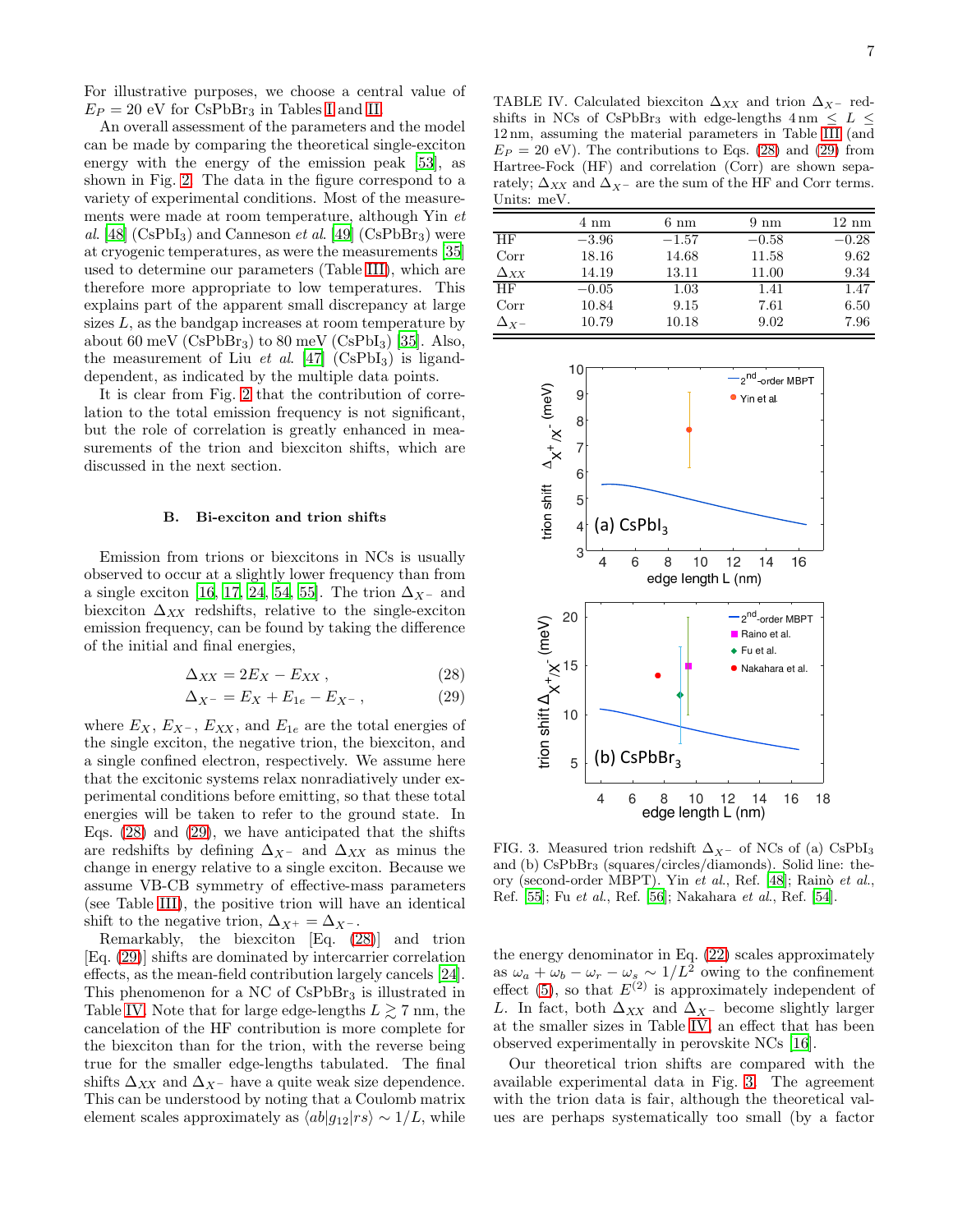For illustrative purposes, we choose a central value of $E_P = 20$ eV for $CsPbBr_3$ in Tables I and II.

An overall assessment of the parameters and the model can be made by comparing the theoretical single-exciton energy with the energy of the emission peak [53], as shown in Fig. 2. The data in the figure correspond to a variety of experimental conditions. Most of the measurements were made at room temperature, although Yin *et al.* [48] ($CsPbI_3$) and Canneson *et al.* [49] ($CsPbBr_3$) were at cryogenic temperatures, as were the measurements [35] used to determine our parameters (Table III), which are therefore more appropriate to low temperatures. This explains part of the apparent small discrepancy at large sizes $L$, as the bandgap increases at room temperature by about 60 meV ($CsPbBr_3$) to 80 meV ($CsPbI_3$) [35]. Also, the measurement of Liu *et al.* [47] ($CsPbI_3$) is ligand-dependent, as indicated by the multiple data points.

It is clear from Fig. 2 that the contribution of correlation to the total emission frequency is not significant, but the role of correlation is greatly enhanced in measurements of the trion and biexciton shifts, which are discussed in the next section.

### B. Bi-exciton and trion shifts

Emission from trions or biexcitons in NCs is usually observed to occur at a slightly lower frequency than from a single exciton [16, 17, 24, 54, 55]. The trion $\Delta_{X^-}$ and biexciton $\Delta_{XX}$ redshifts, relative to the single-exciton emission frequency, can be found by taking the difference of the initial and final energies,

$$\Delta_{XX} = 2E_X - E_{XX}\,, \tag{28}$$

$$\Delta_{X^-} = E_X + E_{1e} - E_{X^-}\,, \tag{29}$$

where $E_X$, $E_{X^-}$, $E_{XX}$, and $E_{1e}$ are the total energies of the single exciton, the negative trion, the biexciton, and a single confined electron, respectively. We assume here that the excitonic systems relax nonradiatively under experimental conditions before emitting, so that these total energies will be taken to refer to the ground state. In Eqs. (28) and (29), we have anticipated that the shifts are redshifts by defining $\Delta_{X^-}$ and $\Delta_{XX}$ as minus the change in energy relative to a single exciton. Because we assume VB-CB symmetry of effective-mass parameters (see Table III), the positive trion will have an identical shift to the negative trion, $\Delta_{X^+} = \Delta_{X^-}$.

Remarkably, the biexciton [Eq. (28)] and trion [Eq. (29)] shifts are dominated by intercarrier correlation effects, as the mean-field contribution largely cancels [24]. This phenomenon for a NC of $CsPbBr_3$ is illustrated in Table IV. Note that for large edge-lengths $L \gtrsim 7$ nm, the cancelation of the HF contribution is more complete for the biexciton than for the trion, with the reverse being true for the smaller edge-lengths tabulated. The final shifts $\Delta_{XX}$ and $\Delta_{X^-}$ have a quite weak size dependence. This can be understood by noting that a Coulomb matrix element scales approximately as $\langle ab|g_{12}|rs\rangle \sim 1/L$, while the energy denominator in Eq. (22) scales approximately as $\omega_a + \omega_b - \omega_r - \omega_s \sim 1/L^2$ owing to the confinement effect (5), so that $E^{(2)}$ is approximately independent of $L$. In fact, both $\Delta_{XX}$ and $\Delta_{X^-}$ become slightly larger at the smaller sizes in Table IV, an effect that has been observed experimentally in perovskite NCs [16].

Our theoretical trion shifts are compared with the available experimental data in Fig. 3. The agreement with the trion data is fair, although the theoretical values are perhaps systematically too small (by a factor

TABLE IV. Calculated biexciton $\Delta_{XX}$ and trion $\Delta_{X^-}$ redshifts in NCs of $CsPbBr_3$ with edge-lengths $4\,\text{nm} \leq L \leq 12\,\text{nm}$, assuming the material parameters in Table III (and $E_P = 20$ eV). The contributions to Eqs. (28) and (29) from Hartree-Fock (HF) and correlation (Corr) are shown separately; $\Delta_{XX}$ and $\Delta_{X^-}$ are the sum of the HF and Corr terms. Units: meV.

| | 4 nm | 6 nm | 9 nm | 12 nm |
|---|---|---|---|---|
| HF | −3.96 | −1.57 | −0.58 | −0.28 |
| Corr | 18.16 | 14.68 | 11.58 | 9.62 |
| $\Delta_{XX}$ | 14.19 | 13.11 | 11.00 | 9.34 |
| HF | −0.05 | 1.03 | 1.41 | 1.47 |
| Corr | 10.84 | 9.15 | 7.61 | 6.50 |
| $\Delta_{X^-}$ | 10.79 | 10.18 | 9.02 | 7.96 |

FIG. 3. Measured trion redshift $\Delta_{X^-}$ of NCs of (a) $CsPbI_3$ and (b) $CsPbBr_3$ (squares/circles/diamonds). Solid line: theory (second-order MBPT). Yin *et al.*, Ref. [48]; Rainò *et al.*, Ref. [55]; Fu *et al.*, Ref. [56]; Nakahara *et al.*, Ref. [54].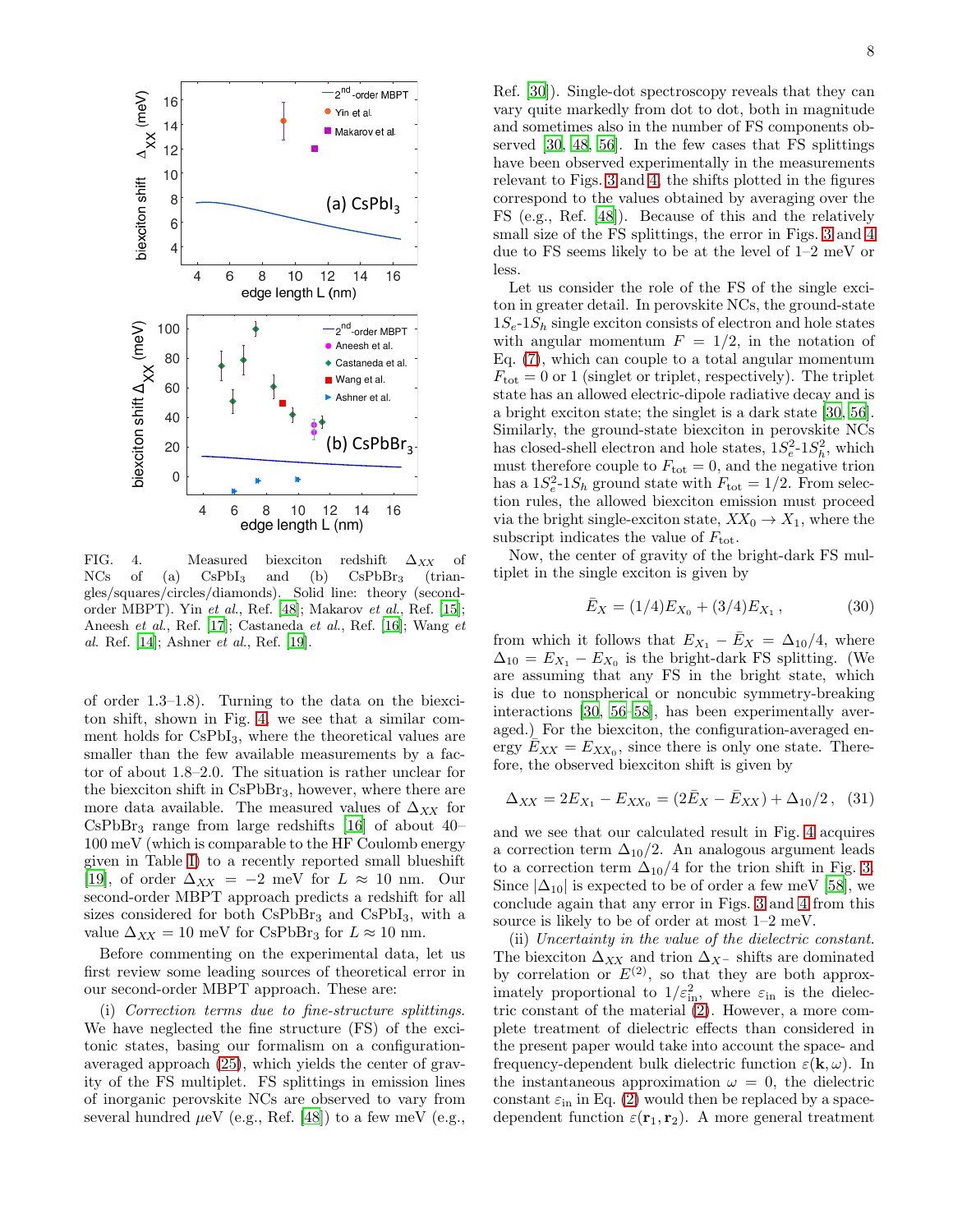FIG. 4. Measured biexciton redshift $\Delta_{XX}$ of NCs of (a) $CsPbI_3$ and (b) $CsPbBr_3$ (triangles/squares/circles/diamonds). Solid line: theory (second-order MBPT). Yin *et al.*, Ref. [48]; Makarov *et al.*, Ref. [15]; Aneesh *et al.*, Ref. [17]; Castaneda *et al.*, Ref. [16]; Wang *et al.* Ref. [14]; Ashner *et al.*, Ref. [19].

of order 1.3–1.8). Turning to the data on the biexciton shift, shown in Fig. 4, we see that a similar comment holds for $CsPbI_3$, where the theoretical values are smaller than the few available measurements by a factor of about 1.8–2.0. The situation is rather unclear for the biexciton shift in $CsPbBr_3$, however, where there are more data available. The measured values of $\Delta_{XX}$ for $CsPbBr_3$ range from large redshifts [16] of about 40–100 meV (which is comparable to the HF Coulomb energy given in Table I) to a recently reported small blueshift [19], of order $\Delta_{XX} = -2$ meV for $L \approx 10$ nm. Our second-order MBPT approach predicts a redshift for all sizes considered for both $CsPbBr_3$ and $CsPbI_3$, with a value $\Delta_{XX} = 10$ meV for $CsPbBr_3$ for $L \approx 10$ nm.

Before commenting on the experimental data, let us first review some leading sources of theoretical error in our second-order MBPT approach. These are:

(i) *Correction terms due to fine-structure splittings.* We have neglected the fine structure (FS) of the excitonic states, basing our formalism on a configuration-averaged approach [25], which yields the center of gravity of the FS multiplet. FS splittings in emission lines of inorganic perovskite NCs are observed to vary from several hundred $\mu$eV (e.g., Ref. [48]) to a few meV (e.g., Ref. [30]). Single-dot spectroscopy reveals that they can vary quite markedly from dot to dot, both in magnitude and sometimes also in the number of FS components observed [30, 48, 56]. In the few cases that FS splittings have been observed experimentally in the measurements relevant to Figs. 3 and 4, the shifts plotted in the figures correspond to the values obtained by averaging over the FS (e.g., Ref. [48]). Because of this and the relatively small size of the FS splittings, the error in Figs. 3 and 4 due to FS seems likely to be at the level of 1–2 meV or less.

Let us consider the role of the FS of the single exciton in greater detail. In perovskite NCs, the ground-state $1S_e$-$1S_h$ single exciton consists of electron and hole states with angular momentum $F = 1/2$, in the notation of Eq. (7), which can couple to a total angular momentum $F_{\rm tot} = 0$ or 1 (singlet or triplet, respectively). The triplet state has an allowed electric-dipole radiative decay and is a bright exciton state; the singlet is a dark state [30, 56]. Similarly, the ground-state biexciton in perovskite NCs has closed-shell electron and hole states, $1S_e^2$-$1S_h^2$, which must therefore couple to $F_{\rm tot} = 0$, and the negative trion has a $1S_e^2$-$1S_h$ ground state with $F_{\rm tot} = 1/2$. From selection rules, the allowed biexciton emission must proceed via the bright single-exciton state, $XX_0 \to X_1$, where the subscript indicates the value of $F_{\rm tot}$.

Now, the center of gravity of the bright-dark FS multiplet in the single exciton is given by

$$\bar{E}_X = (1/4)E_{X_0} + (3/4)E_{X_1}\,, \tag{30}$$

from which it follows that $E_{X_1} - \bar{E}_X = \Delta_{10}/4$, where $\Delta_{10} = E_{X_1} - E_{X_0}$ is the bright-dark FS splitting. (We are assuming that any FS in the bright state, which is due to nonspherical or noncubic symmetry-breaking interactions [30, 56–58], has been experimentally averaged.) For the biexciton, the configuration-averaged energy $\bar{E}_{XX} = E_{XX_0}$, since there is only one state. Therefore, the observed biexciton shift is given by

$$\Delta_{XX} = 2E_{X_1} - E_{XX_0} = (2\bar{E}_X - \bar{E}_{XX}) + \Delta_{10}/2\,, \tag{31}$$

and we see that our calculated result in Fig. 4 acquires a correction term $\Delta_{10}/2$. An analogous argument leads to a correction term $\Delta_{10}/4$ for the trion shift in Fig. 3. Since $|\Delta_{10}|$ is expected to be of order a few meV [58], we conclude again that any error in Figs. 3 and 4 from this source is likely to be of order at most 1–2 meV.

(ii) *Uncertainty in the value of the dielectric constant.* The biexciton $\Delta_{XX}$ and trion $\Delta_{X^-}$ shifts are dominated by correlation or $E^{(2)}$, so that they are both approximately proportional to $1/\varepsilon_{\rm in}^2$, where $\varepsilon_{\rm in}$ is the dielectric constant of the material (2). However, a more complete treatment of dielectric effects than considered in the present paper would take into account the space- and frequency-dependent bulk dielectric function $\varepsilon(\mathbf{k}, \omega)$. In the instantaneous approximation $\omega = 0$, the dielectric constant $\varepsilon_{\rm in}$ in Eq. (2) would then be replaced by a space-dependent function $\varepsilon(\mathbf{r}_1, \mathbf{r}_2)$. A more general treatment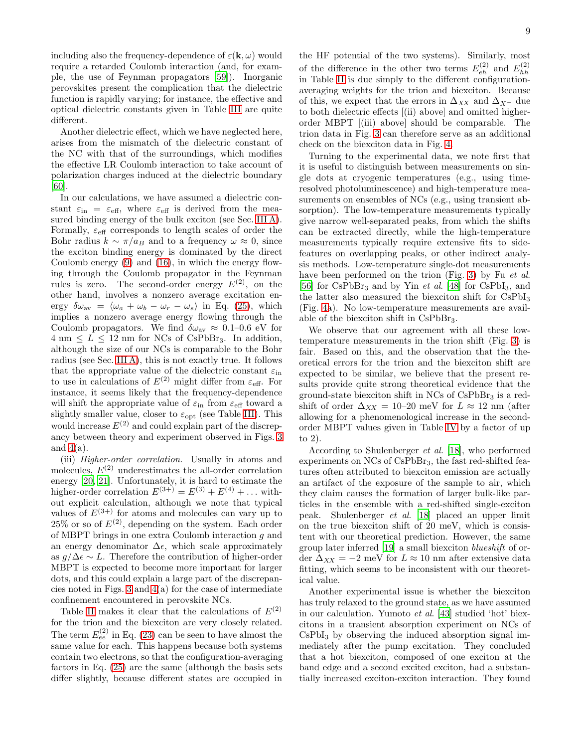including also the frequency-dependence of $\varepsilon(\mathbf{k},\omega)$ would require a retarded Coulomb interaction (and, for example, the use of Feynman propagators [59]). Inorganic perovskites present the complication that the dielectric function is rapidly varying; for instance, the effective and optical dielectric constants given in Table III are quite different.

Another dielectric effect, which we have neglected here, arises from the mismatch of the dielectric constant of the NC with that of the surroundings, which modifies the effective LR Coulomb interaction to take account of polarization charges induced at the dielectric boundary [60].

In our calculations, we have assumed a dielectric constant $\varepsilon_{\rm in} = \varepsilon_{\rm eff}$, where $\varepsilon_{\rm eff}$ is derived from the measured binding energy of the bulk exciton (see Sec. III A). Formally, $\varepsilon_{\rm eff}$ corresponds to length scales of order the Bohr radius $k \sim \pi/a_B$ and to a frequency $\omega \approx 0$, since the exciton binding energy is dominated by the direct Coulomb energy (9) and (16), in which the energy flowing through the Coulomb propagator in the Feynman rules is zero. The second-order energy $E^{(2)}$, on the other hand, involves a nonzero average excitation energy $\delta\omega_{\rm av} = \langle \omega_a + \omega_b - \omega_r - \omega_s \rangle$ in Eq. (25), which implies a nonzero average energy flowing through the Coulomb propagators. We find $\delta\omega_{\rm av} \approx 0.1$–$0.6$ eV for 4 nm $\leq L \leq$ 12 nm for NCs of $\rm CsPbBr_3$. In addition, although the size of our NCs is comparable to the Bohr radius (see Sec. III A), this is not exactly true. It follows that the appropriate value of the dielectric constant $\varepsilon_{\rm in}$ to use in calculations of $E^{(2)}$ might differ from $\varepsilon_{\rm eff}$. For instance, it seems likely that the frequency-dependence will shift the appropriate value of $\varepsilon_{\rm in}$ from $\varepsilon_{\rm eff}$ toward a slightly smaller value, closer to $\varepsilon_{\rm opt}$ (see Table III). This would increase $E^{(2)}$ and could explain part of the discrepancy between theory and experiment observed in Figs. 3 and 4(a).

(iii) *Higher-order correlation.* Usually in atoms and molecules, $E^{(2)}$ underestimates the all-order correlation energy [20, 21]. Unfortunately, it is hard to estimate the higher-order correlation $E^{(3+)} = E^{(3)} + E^{(4)} + \ldots$ without explicit calculation, although we note that typical values of $E^{(3+)}$ for atoms and molecules can vary up to 25% or so of $E^{(2)}$, depending on the system. Each order of MBPT brings in one extra Coulomb interaction $g$ and an energy denominator $\Delta\epsilon$, which scale approximately as $g/\Delta\epsilon \sim L$. Therefore the contribution of higher-order MBPT is expected to become more important for larger dots, and this could explain a large part of the discrepancies noted in Figs. 3 and 4(a) for the case of intermediate confinement encountered in perovskite NCs.

Table II makes it clear that the calculations of $E^{(2)}$ for the trion and the biexciton are very closely related. The term $E^{(2)}_{ee}$ in Eq. (23) can be seen to have almost the same value for each. This happens because both systems contain two electrons, so that the configuration-averaging factors in Eq. (25) are the same (although the basis sets differ slightly, because different states are occupied in the HF potential of the two systems). Similarly, most of the difference in the other two terms $E^{(2)}_{eh}$ and $E^{(2)}_{hh}$ in Table II is due simply to the different configuration-averaging weights for the trion and biexciton. Because of this, we expect that the errors in $\Delta_{XX}$ and $\Delta_{X^-}$ due to both dielectric effects [(ii) above] and omitted higher-order MBPT [(iii) above] should be comparable. The trion data in Fig. 3 can therefore serve as an additional check on the biexciton data in Fig. 4.

Turning to the experimental data, we note first that it is useful to distinguish between measurements on single dots at cryogenic temperatures (e.g., using time-resolved photoluminescence) and high-temperature measurements on ensembles of NCs (e.g., using transient absorption). The low-temperature measurements typically give narrow well-separated peaks, from which the shifts can be extracted directly, while the high-temperature measurements typically require extensive fits to side-features on overlapping peaks, or other indirect analysis methods. Low-temperature single-dot measurements have been performed on the trion (Fig. 3) by Fu *et al.* [56] for $\rm CsPbBr_3$ and by Yin *et al.* [48] for $\rm CsPbI_3$, and the latter also measured the biexciton shift for $\rm CsPbI_3$ (Fig. 4a). No low-temperature measurements are available of the biexciton shift in $\rm CsPbBr_3$.

We observe that our agreement with all these low-temperature measurements in the trion shift (Fig. 3) is fair. Based on this, and the observation that the theoretical errors for the trion and the biexciton shift are expected to be similar, we believe that the present results provide quite strong theoretical evidence that the ground-state biexciton shift in NCs of $\rm CsPbBr_3$ is a redshift of order $\Delta_{XX} = 10$–$20$ meV for $L \approx 12$ nm (after allowing for a phenomenological increase in the second-order MBPT values given in Table IV by a factor of up to 2).

According to Shulenberger *et al.* [18], who performed experiments on NCs of $\rm CsPbBr_3$, the fast red-shifted features often attributed to biexciton emission are actually an artifact of the exposure of the sample to air, which they claim causes the formation of larger bulk-like particles in the ensemble with a red-shifted single-exciton peak. Shulenberger *et al.* [18] placed an upper limit on the true biexciton shift of 20 meV, which is consistent with our theoretical prediction. However, the same group later inferred [19] a small biexciton *blueshift* of order $\Delta_{XX} = -2$ meV for $L \approx 10$ nm after extensive data fitting, which seems to be inconsistent with our theoretical value.

Another experimental issue is whether the biexciton has truly relaxed to the ground state, as we have assumed in our calculation. Yumoto *et al.* [43] studied 'hot' biexcitons in a transient absorption experiment on NCs of $\rm CsPbI_3$ by observing the induced absorption signal immediately after the pump excitation. They concluded that a hot biexciton, composed of one exciton at the band edge and a second excited exciton, had a substantially increased exciton-exciton interaction. They found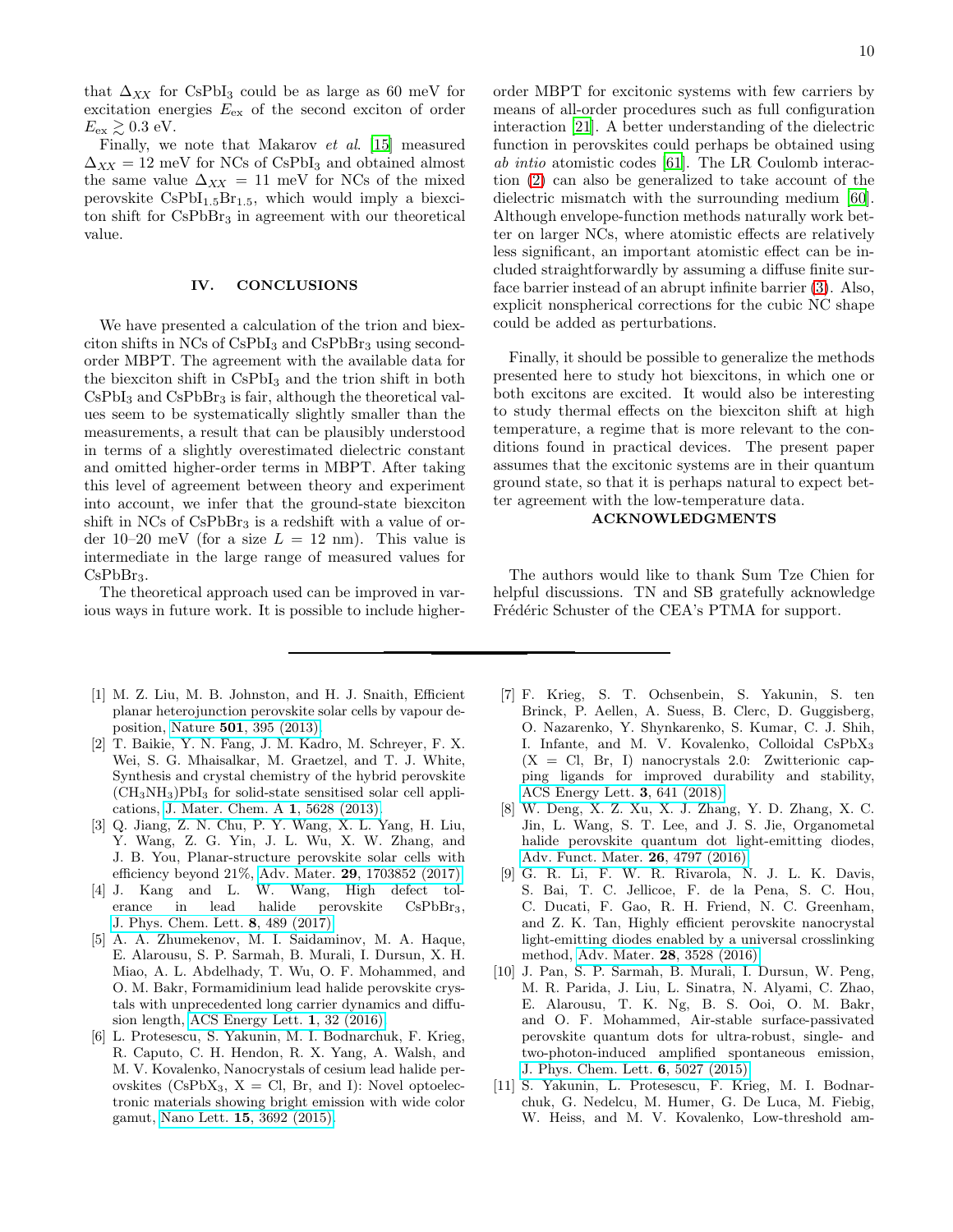that $\Delta_{XX}$ for $CsPbI_3$ could be as large as 60 meV for excitation energies $E_{ex}$ of the second exciton of order $E_{ex} \gtrsim 0.3$ eV.

Finally, we note that Makarov *et al*. [15] measured $\Delta_{XX} = 12$ meV for NCs of $CsPbI_3$ and obtained almost the same value $\Delta_{XX} = 11$ meV for NCs of the mixed perovskite $CsPbI_{1.5}Br_{1.5}$, which would imply a biexciton shift for $CsPbBr_3$ in agreement with our theoretical value.

## IV. CONCLUSIONS

We have presented a calculation of the trion and biexciton shifts in NCs of $CsPbI_3$ and $CsPbBr_3$ using second-order MBPT. The agreement with the available data for the biexciton shift in $CsPbI_3$ and the trion shift in both $CsPbI_3$ and $CsPbBr_3$ is fair, although the theoretical values seem to be systematically slightly smaller than the measurements, a result that can be plausibly understood in terms of a slightly overestimated dielectric constant and omitted higher-order terms in MBPT. After taking this level of agreement between theory and experiment into account, we infer that the ground-state biexciton shift in NCs of $CsPbBr_3$ is a redshift with a value of order 10–20 meV (for a size $L = 12$ nm). This value is intermediate in the large range of measured values for $CsPbBr_3$.

The theoretical approach used can be improved in various ways in future work. It is possible to include higher-order MBPT for excitonic systems with few carriers by means of all-order procedures such as full configuration interaction [21]. A better understanding of the dielectric function in perovskites could perhaps be obtained using *ab intio* atomistic codes [61]. The LR Coulomb interaction (2) can also be generalized to take account of the dielectric mismatch with the surrounding medium [60]. Although envelope-function methods naturally work better on larger NCs, where atomistic effects are relatively less significant, an important atomistic effect can be included straightforwardly by assuming a diffuse finite surface barrier instead of an abrupt infinite barrier (3). Also, explicit nonspherical corrections for the cubic NC shape could be added as perturbations.

Finally, it should be possible to generalize the methods presented here to study hot biexcitons, in which one or both excitons are excited. It would also be interesting to study thermal effects on the biexciton shift at high temperature, a regime that is more relevant to the conditions found in practical devices. The present paper assumes that the excitonic systems are in their quantum ground state, so that it is perhaps natural to expect better agreement with the low-temperature data.

## ACKNOWLEDGMENTS

The authors would like to thank Sum Tze Chien for helpful discussions. TN and SB gratefully acknowledge Frédéric Schuster of the CEA's PTMA for support.

---

[1] M. Z. Liu, M. B. Johnston, and H. J. Snaith, Efficient planar heterojunction perovskite solar cells by vapour deposition, Nature **501**, 395 (2013).

[2] T. Baikie, Y. N. Fang, J. M. Kadro, M. Schreyer, F. X. Wei, S. G. Mhaisalkar, M. Graetzel, and T. J. White, Synthesis and crystal chemistry of the hybrid perovskite $(CH_3NH_3)PbI_3$ for solid-state sensitised solar cell applications, J. Mater. Chem. A **1**, 5628 (2013).

[3] Q. Jiang, Z. N. Chu, P. Y. Wang, X. L. Yang, H. Liu, Y. Wang, Z. G. Yin, J. L. Wu, X. W. Zhang, and J. B. You, Planar-structure perovskite solar cells with efficiency beyond 21%, Adv. Mater. **29**, 1703852 (2017).

[4] J. Kang and L. W. Wang, High defect tolerance in lead halide perovskite $CsPbBr_3$, J. Phys. Chem. Lett. **8**, 489 (2017).

[5] A. A. Zhumekenov, M. I. Saidaminov, M. A. Haque, E. Alarousu, S. P. Sarmah, B. Murali, I. Dursun, X. H. Miao, A. L. Abdelhady, T. Wu, O. F. Mohammed, and O. M. Bakr, Formamidinium lead halide perovskite crystals with unprecedented long carrier dynamics and diffusion length, ACS Energy Lett. **1**, 32 (2016).

[6] L. Protesescu, S. Yakunin, M. I. Bodnarchuk, F. Krieg, R. Caputo, C. H. Hendon, R. X. Yang, A. Walsh, and M. V. Kovalenko, Nanocrystals of cesium lead halide perovskites ($CsPbX_3$, X = Cl, Br, and I): Novel optoelectronic materials showing bright emission with wide color gamut, Nano Lett. **15**, 3692 (2015).

[7] F. Krieg, S. T. Ochsenbein, S. Yakunin, S. ten Brinck, P. Aellen, A. Suess, B. Clerc, D. Guggisberg, O. Nazarenko, Y. Shynkarenko, S. Kumar, C. J. Shih, I. Infante, and M. V. Kovalenko, Colloidal $CsPbX_3$ (X = Cl, Br, I) nanocrystals 2.0: Zwitterionic capping ligands for improved durability and stability, ACS Energy Lett. **3**, 641 (2018).

[8] W. Deng, X. Z. Xu, X. J. Zhang, Y. D. Zhang, X. C. Jin, L. Wang, S. T. Lee, and J. S. Jie, Organometal halide perovskite quantum dot light-emitting diodes, Adv. Funct. Mater. **26**, 4797 (2016).

[9] G. R. Li, F. W. R. Rivarola, N. J. L. K. Davis, S. Bai, T. C. Jellicoe, F. de la Pena, S. C. Hou, C. Ducati, F. Gao, R. H. Friend, N. C. Greenham, and Z. K. Tan, Highly efficient perovskite nanocrystal light-emitting diodes enabled by a universal crosslinking method, Adv. Mater. **28**, 3528 (2016).

[10] J. Pan, S. P. Sarmah, B. Murali, I. Dursun, W. Peng, M. R. Parida, J. Liu, L. Sinatra, N. Alyami, C. Zhao, E. Alarousu, T. K. Ng, B. S. Ooi, O. M. Bakr, and O. F. Mohammed, Air-stable surface-passivated perovskite quantum dots for ultra-robust, single- and two-photon-induced amplified spontaneous emission, J. Phys. Chem. Lett. **6**, 5027 (2015).

[11] S. Yakunin, L. Protesescu, F. Krieg, M. I. Bodnarchuk, G. Nedelcu, M. Humer, G. De Luca, M. Fiebig, W. Heiss, and M. V. Kovalenko, Low-threshold am-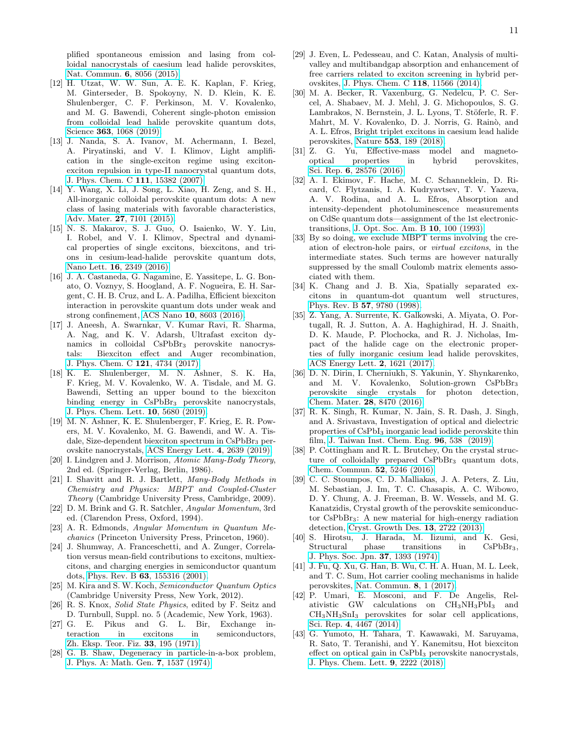plified spontaneous emission and lasing from colloidal nanocrystals of caesium lead halide perovskites, Nat. Commun. **6**, 8056 (2015).

[12] H. Utzat, W. W. Sun, A. E. K. Kaplan, F. Krieg, M. Ginterseder, B. Spokoyny, N. D. Klein, K. E. Shulenberger, C. F. Perkinson, M. V. Kovalenko, and M. G. Bawendi, Coherent single-photon emission from colloidal lead halide perovskite quantum dots, Science **363**, 1068 (2019).

[13] J. Nanda, S. A. Ivanov, M. Achermann, I. Bezel, A. Piryatinski, and V. I. Klimov, Light amplification in the single-exciton regime using exciton-exciton repulsion in type-II nanocrystal quantum dots, J. Phys. Chem. C **111**, 15382 (2007).

[14] Y. Wang, X. Li, J. Song, L. Xiao, H. Zeng, and S. H., All-inorganic colloidal perovskite quantum dots: A new class of lasing materials with favorable characteristics, Adv. Mater. **27**, 7101 (2015).

[15] N. S. Makarov, S. J. Guo, O. Isaienko, W. Y. Liu, I. Robel, and V. I. Klimov, Spectral and dynamical properties of single excitons, biexcitons, and trions in cesium-lead-halide perovskite quantum dots, Nano Lett. **16**, 2349 (2016).

[16] J. A. Castaneda, G. Nagamine, E. Yassitepe, L. G. Bonato, O. Voznyy, S. Hoogland, A. F. Nogueira, E. H. Sargent, C. H. B. Cruz, and L. A. Padilha, Efficient biexciton interaction in perovskite quantum dots under weak and strong confinement, ACS Nano **10**, 8603 (2016).

[17] J. Aneesh, A. Swarnkar, V. Kumar Ravi, R. Sharma, A. Nag, and K. V. Adarsh, Ultrafast exciton dynamics in colloidal $CsPbBr_3$ perovskite nanocrystals: Biexciton effect and Auger recombination, J. Phys. Chem. C **121**, 4734 (2017).

[18] K. E. Shulenberger, M. N. Ashner, S. K. Ha, F. Krieg, M. V. Kovalenko, W. A. Tisdale, and M. G. Bawendi, Setting an upper bound to the biexciton binding energy in $CsPbBr_3$ perovskite nanocrystals, J. Phys. Chem. Lett. **10**, 5680 (2019).

[19] M. N. Ashner, K. E. Shulenberger, F. Krieg, E. R. Powers, M. V. Kovalenko, M. G. Bawendi, and W. A. Tisdale, Size-dependent biexciton spectrum in $CsPbBr_3$ perovskite nanocrystals, ACS Energy Lett. **4**, 2639 (2019).

[20] I. Lindgren and J. Morrison, *Atomic Many-Body Theory*, 2nd ed. (Springer-Verlag, Berlin, 1986).

[21] I. Shavitt and R. J. Bartlett, *Many-Body Methods in Chemistry and Physics: MBPT and Coupled-Cluster Theory* (Cambridge University Press, Cambridge, 2009).

[22] D. M. Brink and G. R. Satchler, *Angular Momentum*, 3rd ed. (Clarendon Press, Oxford, 1994).

[23] A. R. Edmonds, *Angular Momentum in Quantum Mechanics* (Princeton University Press, Princeton, 1960).

[24] J. Shumway, A. Franceschetti, and A. Zunger, Correlation versus mean-field contributions to excitons, multiexcitons, and charging energies in semiconductor quantum dots, Phys. Rev. B **63**, 155316 (2001).

[25] M. Kira and S. W. Koch, *Semiconductor Quantum Optics* (Cambridge University Press, New York, 2012).

[26] R. S. Knox, *Solid State Physics*, edited by F. Seitz and D. Turnbull, Suppl. no. 5 (Academic, New York, 1963).

[27] G. E. Pikus and G. L. Bir, Exchange interaction in excitons in semiconductors, Zh. Eksp. Teor. Fiz. **33**, 195 (1971).

[28] G. B. Shaw, Degeneracy in particle-in-a-box problem, J. Phys. A: Math. Gen. **7**, 1537 (1974).

[29] J. Even, L. Pedesseau, and C. Katan, Analysis of multivalley and multibandgap absorption and enhancement of free carriers related to exciton screening in hybrid perovskites, J. Phys. Chem. C **118**, 11566 (2014).

[30] M. A. Becker, R. Vaxenburg, G. Nedelcu, P. C. Sercel, A. Shabaev, M. J. Mehl, J. G. Michopoulos, S. G. Lambrakos, N. Bernstein, J. L. Lyons, T. Stöferle, R. F. Mahrt, M. V. Kovalenko, D. J. Norris, G. Rainò, and A. L. Efros, Bright triplet excitons in caesium lead halide perovskites, Nature **553**, 189 (2018).

[31] Z. G. Yu, Effective-mass model and magneto-optical properties in hybrid perovskites, Sci. Rep. **6**, 28576 (2016).

[32] A. I. Ekimov, F. Hache, M. C. Schanneklein, D. Ricard, C. Flytzanis, I. A. Kudryavtsev, T. V. Yazeva, A. V. Rodina, and A. L. Efros, Absorption and intensity-dependent photoluminescence measurements on CdSe quantum dots—assignment of the 1st electronic-transitions, J. Opt. Soc. Am. B **10**, 100 (1993).

[33] By so doing, we exclude MBPT terms involving the creation of electron-hole pairs, or *virtual excitons*, in the intermediate states. Such terms are however naturally suppressed by the small Coulomb matrix elements associated with them.

[34] K. Chang and J. B. Xia, Spatially separated excitons in quantum-dot quantum well structures, Phys. Rev. B **57**, 9780 (1998).

[35] Z. Yang, A. Surrente, K. Galkowski, A. Miyata, O. Portugall, R. J. Sutton, A. A. Haghighirad, H. J. Snaith, D. K. Maude, P. Plochocka, and R. J. Nicholas, Impact of the halide cage on the electronic properties of fully inorganic cesium lead halide perovskites, ACS Energy Lett. **2**, 1621 (2017).

[36] D. N. Dirin, I. Cherniukh, S. Yakunin, Y. Shynkarenko, and M. V. Kovalenko, Solution-grown $CsPbBr_3$ perovskite single crystals for photon detection, Chem. Mater. **28**, 8470 (2016).

[37] R. K. Singh, R. Kumar, N. Jain, S. R. Dash, J. Singh, and A. Srivastava, Investigation of optical and dielectric properties of $CsPbI_3$ inorganic lead iodide perovskite thin film, J. Taiwan Inst. Chem. Eng. **96**, 538 (2019).

[38] P. Cottingham and R. L. Brutchey, On the crystal structure of colloidally prepared $CsPbBr_3$ quantum dots, Chem. Commun. **52**, 5246 (2016).

[39] C. C. Stoumpos, C. D. Malliakas, J. A. Peters, Z. Liu, M. Sebastian, J. Im, T. C. Chasapis, A. C. Wibowo, D. Y. Chung, A. J. Freeman, B. W. Wessels, and M. G. Kanatzidis, Crystal growth of the perovskite semiconductor $CsPbBr_3$: A new material for high-energy radiation detection, Cryst. Growth Des. **13**, 2722 (2013).

[40] S. Hirotsu, J. Harada, M. Iizumi, and K. Gesi, Structural phase transitions in $CsPbBr_3$, J. Phys. Soc. Jpn. **37**, 1393 (1974).

[41] J. Fu, Q. Xu, G. Han, B. Wu, C. H. A. Huan, M. L. Leek, and T. C. Sum, Hot carrier cooling mechanisms in halide perovskites, Nat. Commun. **8**, 1 (2017).

[42] P. Umari, E. Mosconi, and F. De Angelis, Relativistic GW calculations on $CH_3NH_3PbI_3$ and $CH_3NH_3SnI_3$ perovskites for solar cell applications, Sci. Rep. **4**, 4467 (2014).

[43] G. Yumoto, H. Tahara, T. Kawawaki, M. Saruyama, R. Sato, T. Teranishi, and Y. Kanemitsu, Hot biexciton effect on optical gain in $CsPbI_3$ perovskite nanocrystals, J. Phys. Chem. Lett. **9**, 2222 (2018).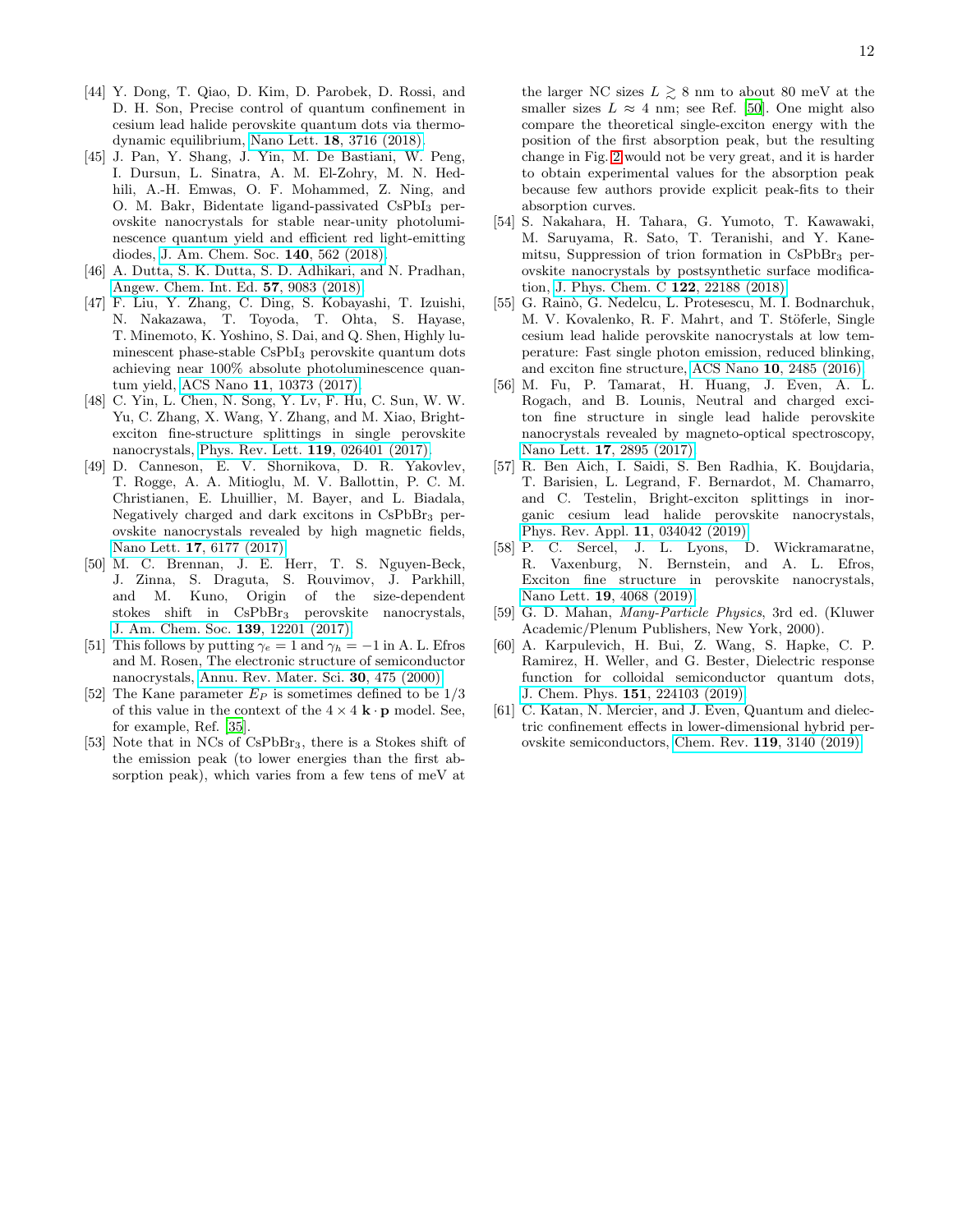[44] Y. Dong, T. Qiao, D. Kim, D. Parobek, D. Rossi, and D. H. Son, Precise control of quantum confinement in cesium lead halide perovskite quantum dots via thermodynamic equilibrium, Nano Lett. **18**, 3716 (2018).

[45] J. Pan, Y. Shang, J. Yin, M. De Bastiani, W. Peng, I. Dursun, L. Sinatra, A. M. El-Zohry, M. N. Hedhili, A.-H. Emwas, O. F. Mohammed, Z. Ning, and O. M. Bakr, Bidentate ligand-passivated $CsPbI_3$ perovskite nanocrystals for stable near-unity photoluminescence quantum yield and efficient red light-emitting diodes, J. Am. Chem. Soc. **140**, 562 (2018).

[46] A. Dutta, S. K. Dutta, S. D. Adhikari, and N. Pradhan, Angew. Chem. Int. Ed. **57**, 9083 (2018).

[47] F. Liu, Y. Zhang, C. Ding, S. Kobayashi, T. Izuishi, N. Nakazawa, T. Toyoda, T. Ohta, S. Hayase, T. Minemoto, K. Yoshino, S. Dai, and Q. Shen, Highly luminescent phase-stable $CsPbI_3$ perovskite quantum dots achieving near 100% absolute photoluminescence quantum yield, ACS Nano **11**, 10373 (2017).

[48] C. Yin, L. Chen, N. Song, Y. Lv, F. Hu, C. Sun, W. W. Yu, C. Zhang, X. Wang, Y. Zhang, and M. Xiao, Bright-exciton fine-structure splittings in single perovskite nanocrystals, Phys. Rev. Lett. **119**, 026401 (2017).

[49] D. Canneson, E. V. Shornikova, D. R. Yakovlev, T. Rogge, A. A. Mitioglu, M. V. Ballottin, P. C. M. Christianen, E. Lhuillier, M. Bayer, and L. Biadala, Negatively charged and dark excitons in $CsPbBr_3$ perovskite nanocrystals revealed by high magnetic fields, Nano Lett. **17**, 6177 (2017).

[50] M. C. Brennan, J. E. Herr, T. S. Nguyen-Beck, J. Zinna, S. Draguta, S. Rouvimov, J. Parkhill, and M. Kuno, Origin of the size-dependent stokes shift in $CsPbBr_3$ perovskite nanocrystals, J. Am. Chem. Soc. **139**, 12201 (2017).

[51] This follows by putting $\gamma_e = 1$ and $\gamma_h = -1$ in A. L. Efros and M. Rosen, The electronic structure of semiconductor nanocrystals, Annu. Rev. Mater. Sci. **30**, 475 (2000).

[52] The Kane parameter $E_P$ is sometimes defined to be 1/3 of this value in the context of the $4 \times 4$ $\mathbf{k} \cdot \mathbf{p}$ model. See, for example, Ref. [35].

[53] Note that in NCs of $CsPbBr_3$, there is a Stokes shift of the emission peak (to lower energies than the first absorption peak), which varies from a few tens of meV at the larger NC sizes $L \gtrsim 8$ nm to about 80 meV at the smaller sizes $L \approx 4$ nm; see Ref. [50]. One might also compare the theoretical single-exciton energy with the position of the first absorption peak, but the resulting change in Fig. 2 would not be very great, and it is harder to obtain experimental values for the absorption peak because few authors provide explicit peak-fits to their absorption curves.

[54] S. Nakahara, H. Tahara, G. Yumoto, T. Kawawaki, M. Saruyama, R. Sato, T. Teranishi, and Y. Kanemitsu, Suppression of trion formation in $CsPbBr_3$ perovskite nanocrystals by postsynthetic surface modification, J. Phys. Chem. C **122**, 22188 (2018).

[55] G. Rainò, G. Nedelcu, L. Protesescu, M. I. Bodnarchuk, M. V. Kovalenko, R. F. Mahrt, and T. Stöferle, Single cesium lead halide perovskite nanocrystals at low temperature: Fast single photon emission, reduced blinking, and exciton fine structure, ACS Nano **10**, 2485 (2016).

[56] M. Fu, P. Tamarat, H. Huang, J. Even, A. L. Rogach, and B. Lounis, Neutral and charged exciton fine structure in single lead halide perovskite nanocrystals revealed by magneto-optical spectroscopy, Nano Lett. **17**, 2895 (2017).

[57] R. Ben Aich, I. Saidi, S. Ben Radhia, K. Boujdaria, T. Barisien, L. Legrand, F. Bernardot, M. Chamarro, and C. Testelin, Bright-exciton splittings in inorganic cesium lead halide perovskite nanocrystals, Phys. Rev. Appl. **11**, 034042 (2019).

[58] P. C. Sercel, J. L. Lyons, D. Wickramaratne, R. Vaxenburg, N. Bernstein, and A. L. Efros, Exciton fine structure in perovskite nanocrystals, Nano Lett. **19**, 4068 (2019).

[59] G. D. Mahan, *Many-Particle Physics*, 3rd ed. (Kluwer Academic/Plenum Publishers, New York, 2000).

[60] A. Karpulevich, H. Bui, Z. Wang, S. Hapke, C. P. Ramirez, H. Weller, and G. Bester, Dielectric response function for colloidal semiconductor quantum dots, J. Chem. Phys. **151**, 224103 (2019).

[61] C. Katan, N. Mercier, and J. Even, Quantum and dielectric confinement effects in lower-dimensional hybrid perovskite semiconductors, Chem. Rev. **119**, 3140 (2019).